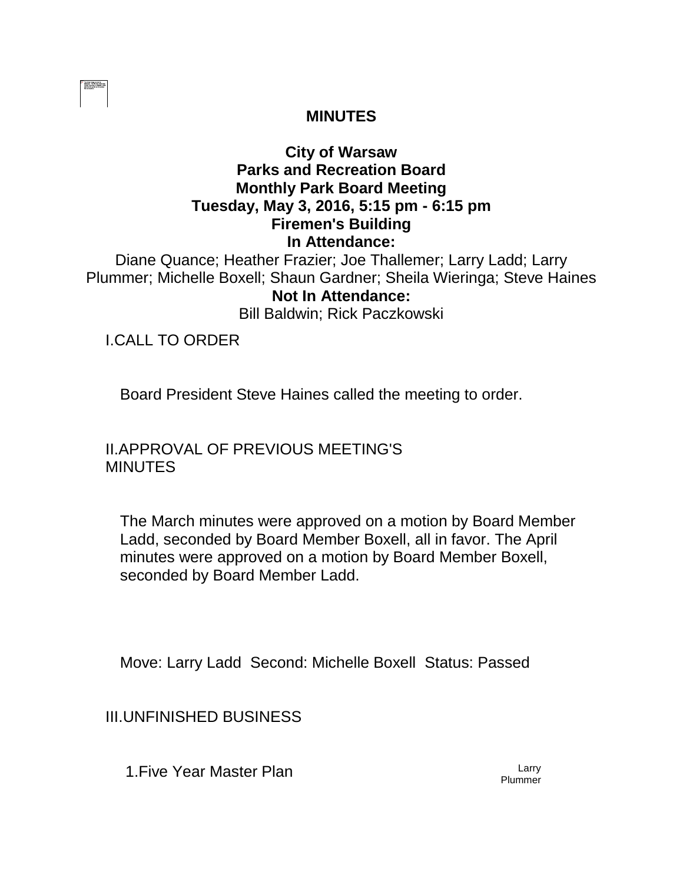# MINUTES

**City of Warsaw**
**Parks and Recreation Board**
**Monthly Park Board Meeting**
**Tuesday, May 3, 2016, 5:15 pm - 6:15 pm**
**Firemen's Building**

**In Attendance:**
Diane Quance; Heather Frazier; Joe Thallemer; Larry Ladd; Larry Plummer; Michelle Boxell; Shaun Gardner; Sheila Wieringa; Steve Haines

**Not In Attendance:**
Bill Baldwin; Rick Paczkowski

## I. CALL TO ORDER

Board President Steve Haines called the meeting to order.

## II. APPROVAL OF PREVIOUS MEETING'S MINUTES

The March minutes were approved on a motion by Board Member Ladd, seconded by Board Member Boxell, all in favor. The April minutes were approved on a motion by Board Member Boxell, seconded by Board Member Ladd.

Move: Larry Ladd Second: Michelle Boxell Status: Passed

## III. UNFINISHED BUSINESS

1. Five Year Master Plan — Larry Plummer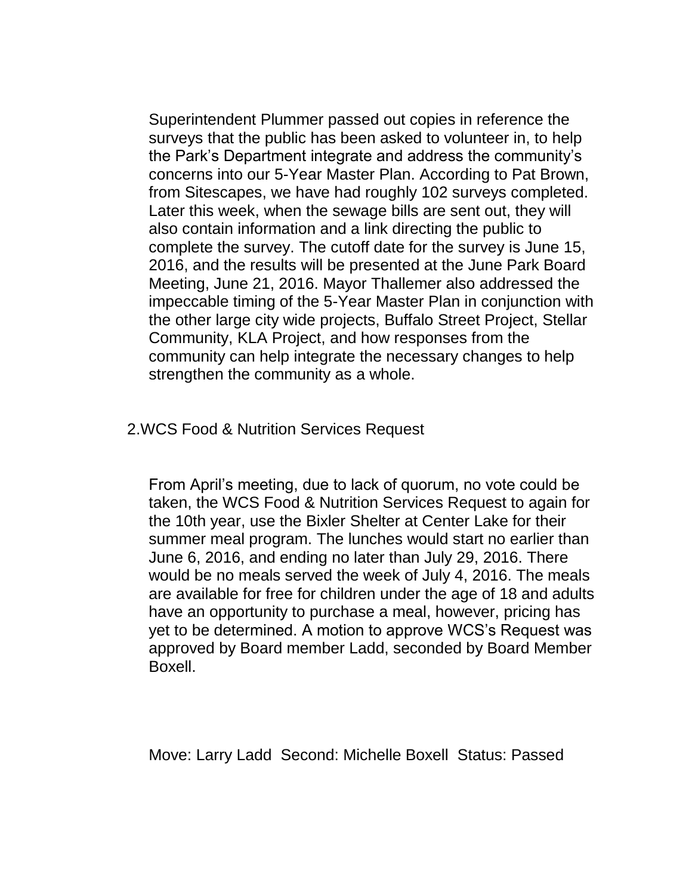Superintendent Plummer passed out copies in reference the surveys that the public has been asked to volunteer in, to help the Park's Department integrate and address the community's concerns into our 5-Year Master Plan. According to Pat Brown, from Sitescapes, we have had roughly 102 surveys completed. Later this week, when the sewage bills are sent out, they will also contain information and a link directing the public to complete the survey. The cutoff date for the survey is June 15, 2016, and the results will be presented at the June Park Board Meeting, June 21, 2016. Mayor Thallemer also addressed the impeccable timing of the 5-Year Master Plan in conjunction with the other large city wide projects, Buffalo Street Project, Stellar Community, KLA Project, and how responses from the community can help integrate the necessary changes to help strengthen the community as a whole.

2.WCS Food & Nutrition Services Request

From April's meeting, due to lack of quorum, no vote could be taken, the WCS Food & Nutrition Services Request to again for the 10th year, use the Bixler Shelter at Center Lake for their summer meal program. The lunches would start no earlier than June 6, 2016, and ending no later than July 29, 2016. There would be no meals served the week of July 4, 2016. The meals are available for free for children under the age of 18 and adults have an opportunity to purchase a meal, however, pricing has yet to be determined. A motion to approve WCS's Request was approved by Board member Ladd, seconded by Board Member Boxell.

Move: Larry Ladd Second: Michelle Boxell Status: Passed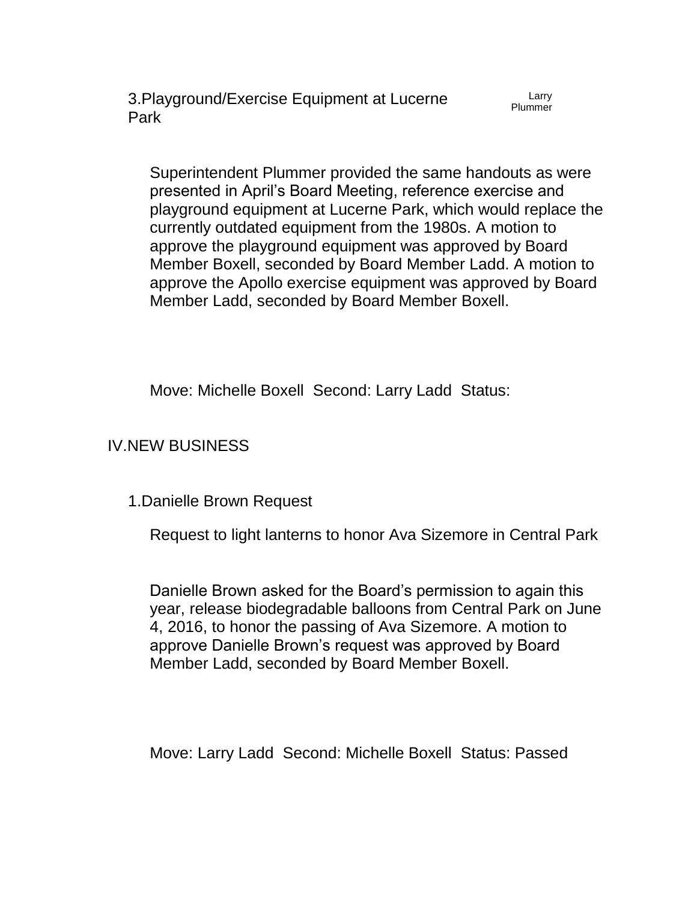3. Playground/Exercise Equipment at Lucerne Park — Larry Plummer

Superintendent Plummer provided the same handouts as were presented in April's Board Meeting, reference exercise and playground equipment at Lucerne Park, which would replace the currently outdated equipment from the 1980s. A motion to approve the playground equipment was approved by Board Member Boxell, seconded by Board Member Ladd. A motion to approve the Apollo exercise equipment was approved by Board Member Ladd, seconded by Board Member Boxell.

Move: Michelle Boxell  Second: Larry Ladd  Status:

## IV. NEW BUSINESS

1. Danielle Brown Request

Request to light lanterns to honor Ava Sizemore in Central Park

Danielle Brown asked for the Board's permission to again this year, release biodegradable balloons from Central Park on June 4, 2016, to honor the passing of Ava Sizemore. A motion to approve Danielle Brown's request was approved by Board Member Ladd, seconded by Board Member Boxell.

Move: Larry Ladd  Second: Michelle Boxell  Status: Passed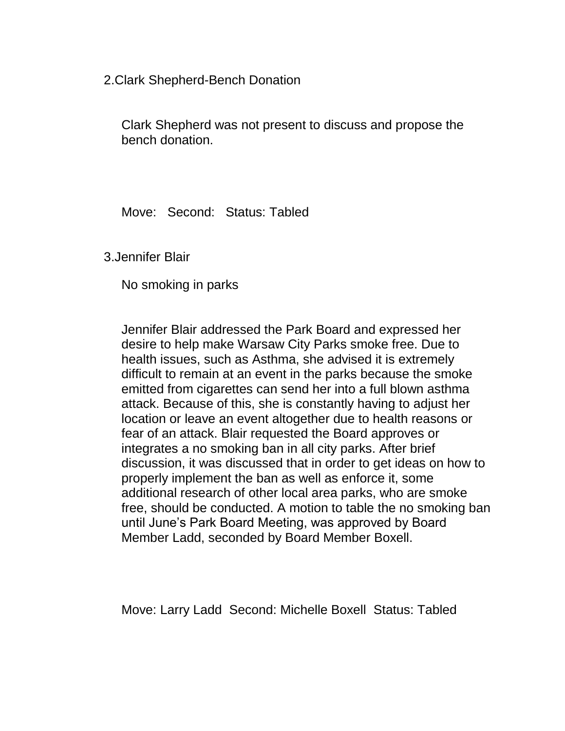2.Clark Shepherd-Bench Donation

Clark Shepherd was not present to discuss and propose the bench donation.

Move: Second: Status: Tabled

3.Jennifer Blair

No smoking in parks

Jennifer Blair addressed the Park Board and expressed her desire to help make Warsaw City Parks smoke free. Due to health issues, such as Asthma, she advised it is extremely difficult to remain at an event in the parks because the smoke emitted from cigarettes can send her into a full blown asthma attack. Because of this, she is constantly having to adjust her location or leave an event altogether due to health reasons or fear of an attack. Blair requested the Board approves or integrates a no smoking ban in all city parks. After brief discussion, it was discussed that in order to get ideas on how to properly implement the ban as well as enforce it, some additional research of other local area parks, who are smoke free, should be conducted. A motion to table the no smoking ban until June's Park Board Meeting, was approved by Board Member Ladd, seconded by Board Member Boxell.

Move: Larry Ladd Second: Michelle Boxell Status: Tabled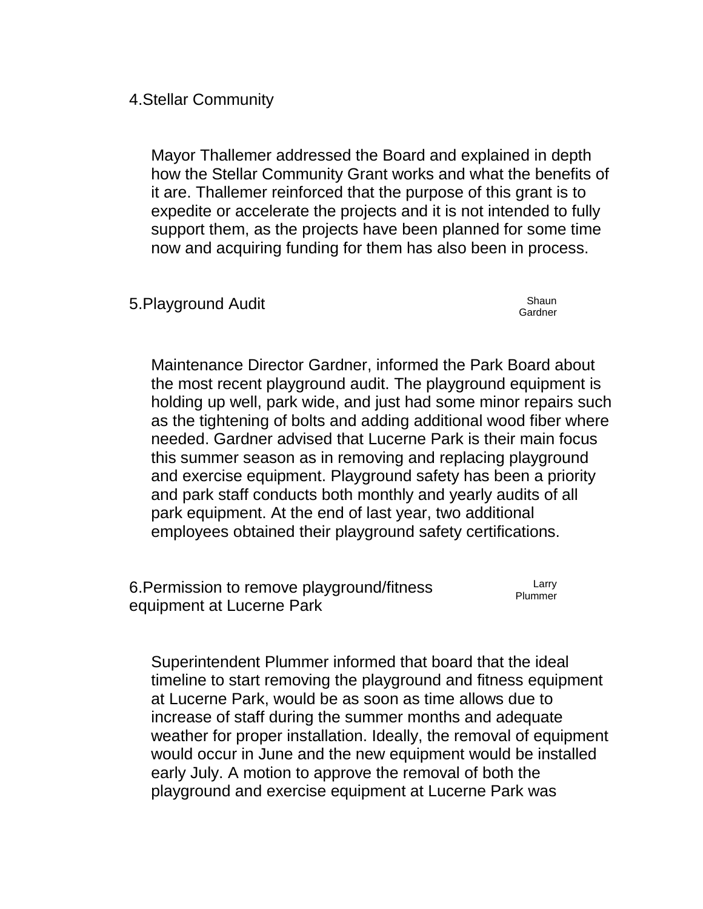4.Stellar Community

Mayor Thallemer addressed the Board and explained in depth how the Stellar Community Grant works and what the benefits of it are. Thallemer reinforced that the purpose of this grant is to expedite or accelerate the projects and it is not intended to fully support them, as the projects have been planned for some time now and acquiring funding for them has also been in process.

5.Playground Audit — Shaun Gardner

Maintenance Director Gardner, informed the Park Board about the most recent playground audit. The playground equipment is holding up well, park wide, and just had some minor repairs such as the tightening of bolts and adding additional wood fiber where needed. Gardner advised that Lucerne Park is their main focus this summer season as in removing and replacing playground and exercise equipment. Playground safety has been a priority and park staff conducts both monthly and yearly audits of all park equipment. At the end of last year, two additional employees obtained their playground safety certifications.

6.Permission to remove playground/fitness equipment at Lucerne Park — Larry Plummer

Superintendent Plummer informed that board that the ideal timeline to start removing the playground and fitness equipment at Lucerne Park, would be as soon as time allows due to increase of staff during the summer months and adequate weather for proper installation. Ideally, the removal of equipment would occur in June and the new equipment would be installed early July. A motion to approve the removal of both the playground and exercise equipment at Lucerne Park was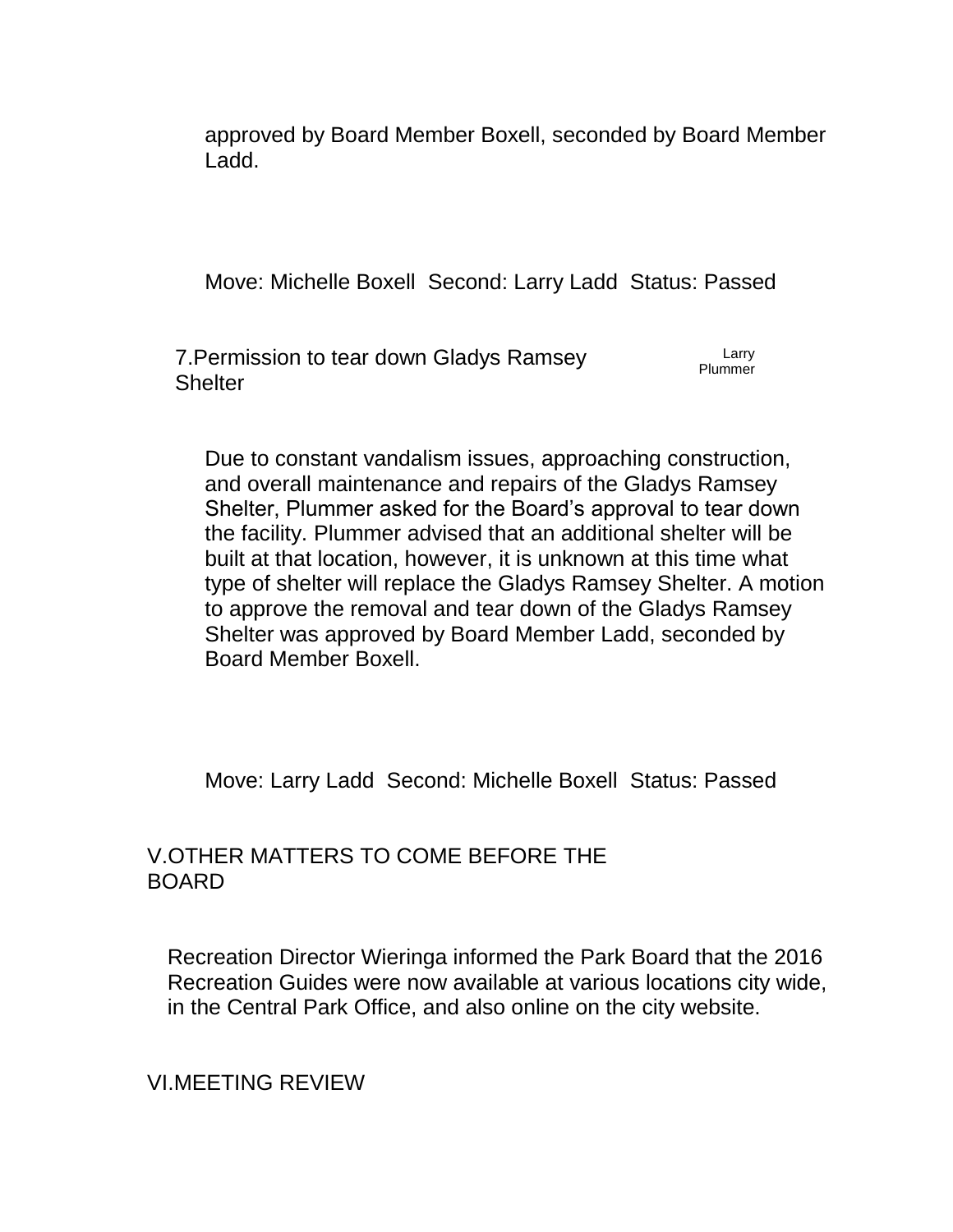approved by Board Member Boxell, seconded by Board Member Ladd.

Move: Michelle Boxell Second: Larry Ladd Status: Passed

7.Permission to tear down Gladys Ramsey Shelter — Larry Plummer

Due to constant vandalism issues, approaching construction, and overall maintenance and repairs of the Gladys Ramsey Shelter, Plummer asked for the Board's approval to tear down the facility. Plummer advised that an additional shelter will be built at that location, however, it is unknown at this time what type of shelter will replace the Gladys Ramsey Shelter. A motion to approve the removal and tear down of the Gladys Ramsey Shelter was approved by Board Member Ladd, seconded by Board Member Boxell.

Move: Larry Ladd Second: Michelle Boxell Status: Passed

## V.OTHER MATTERS TO COME BEFORE THE BOARD

Recreation Director Wieringa informed the Park Board that the 2016 Recreation Guides were now available at various locations city wide, in the Central Park Office, and also online on the city website.

## VI.MEETING REVIEW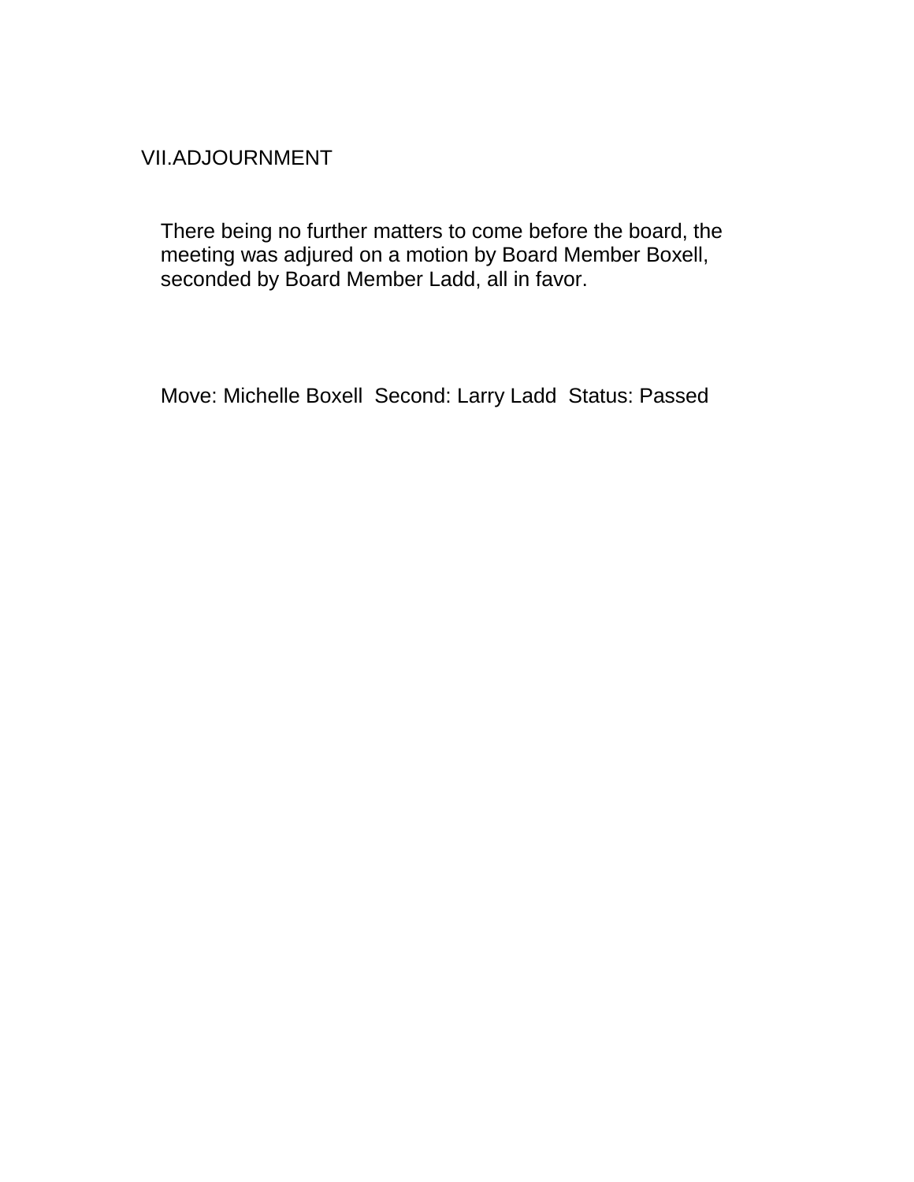## VII.ADJOURNMENT

There being no further matters to come before the board, the meeting was adjured on a motion by Board Member Boxell, seconded by Board Member Ladd, all in favor.

Move: Michelle Boxell Second: Larry Ladd Status: Passed